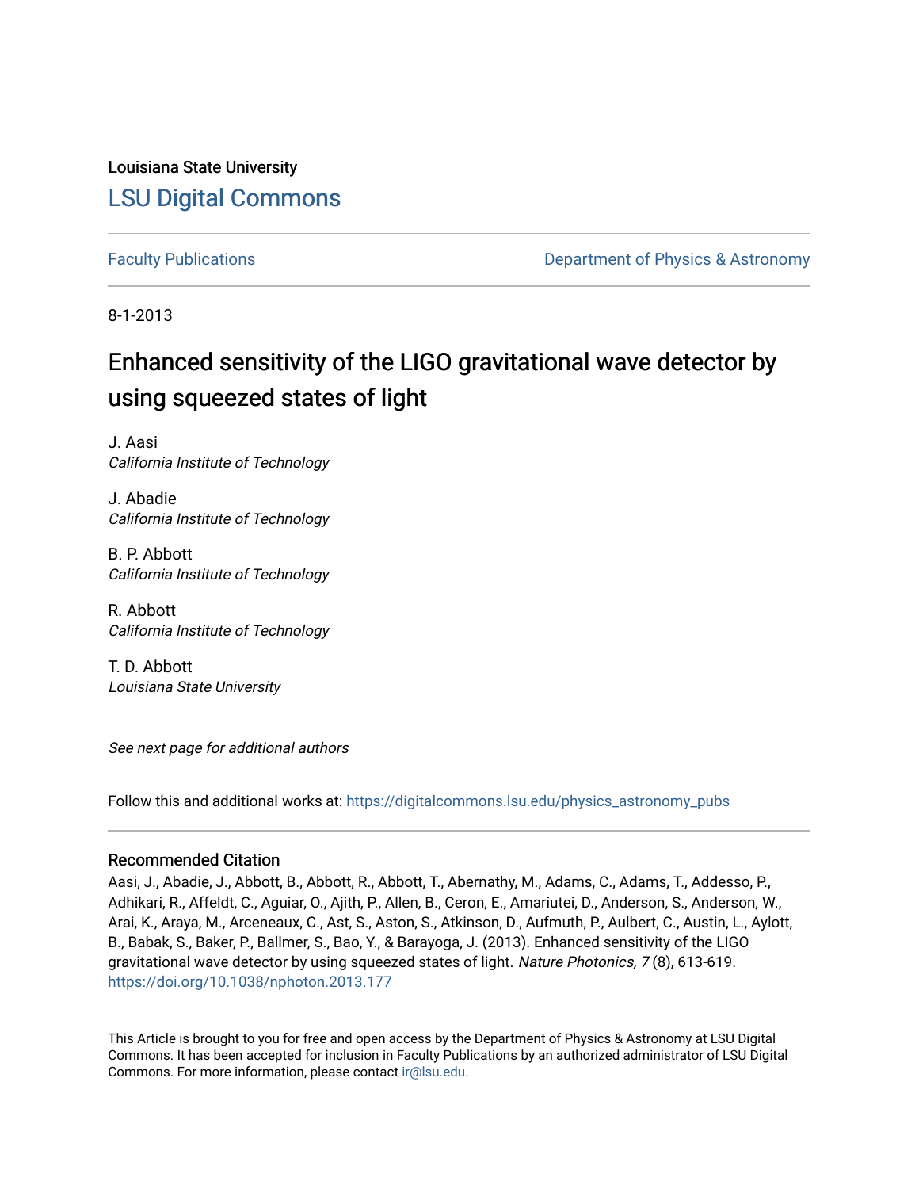Louisiana State University

# LSU Digital Commons

Faculty Publications | Department of Physics & Astronomy

8-1-2013

# Enhanced sensitivity of the LIGO gravitational wave detector by using squeezed states of light

J. Aasi
*California Institute of Technology*

J. Abadie
*California Institute of Technology*

B. P. Abbott
*California Institute of Technology*

R. Abbott
*California Institute of Technology*

T. D. Abbott
*Louisiana State University*

*See next page for additional authors*

Follow this and additional works at: https://digitalcommons.lsu.edu/physics_astronomy_pubs

## Recommended Citation

Aasi, J., Abadie, J., Abbott, B., Abbott, R., Abbott, T., Abernathy, M., Adams, C., Adams, T., Addesso, P., Adhikari, R., Affeldt, C., Aguiar, O., Ajith, P., Allen, B., Ceron, E., Amariutei, D., Anderson, S., Anderson, W., Arai, K., Araya, M., Arceneaux, C., Ast, S., Aston, S., Atkinson, D., Aufmuth, P., Aulbert, C., Austin, L., Aylott, B., Babak, S., Baker, P., Ballmer, S., Bao, Y., & Barayoga, J. (2013). Enhanced sensitivity of the LIGO gravitational wave detector by using squeezed states of light. *Nature Photonics, 7* (8), 613-619. https://doi.org/10.1038/nphoton.2013.177

This Article is brought to you for free and open access by the Department of Physics & Astronomy at LSU Digital Commons. It has been accepted for inclusion in Faculty Publications by an authorized administrator of LSU Digital Commons. For more information, please contact ir@lsu.edu.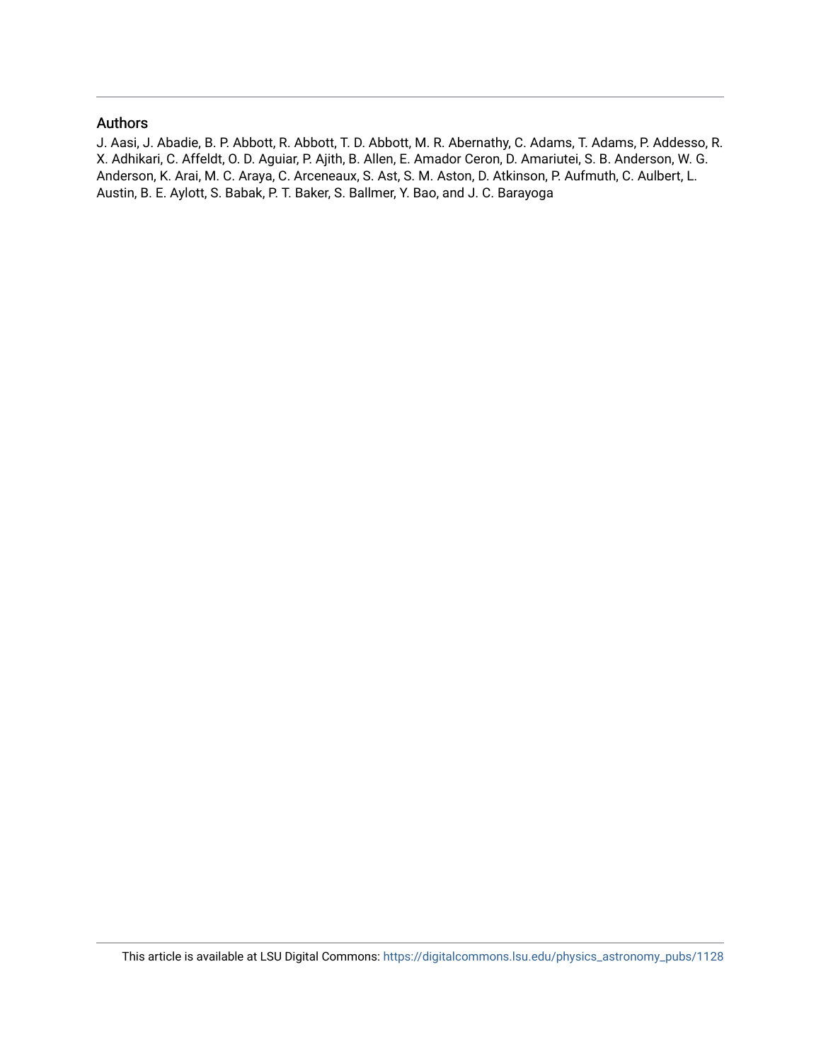## Authors

J. Aasi, J. Abadie, B. P. Abbott, R. Abbott, T. D. Abbott, M. R. Abernathy, C. Adams, T. Adams, P. Addesso, R. X. Adhikari, C. Affeldt, O. D. Aguiar, P. Ajith, B. Allen, E. Amador Ceron, D. Amariutei, S. B. Anderson, W. G. Anderson, K. Arai, M. C. Araya, C. Arceneaux, S. Ast, S. M. Aston, D. Atkinson, P. Aufmuth, C. Aulbert, L. Austin, B. E. Aylott, S. Babak, P. T. Baker, S. Ballmer, Y. Bao, and J. C. Barayoga

This article is available at LSU Digital Commons: https://digitalcommons.lsu.edu/physics_astronomy_pubs/1128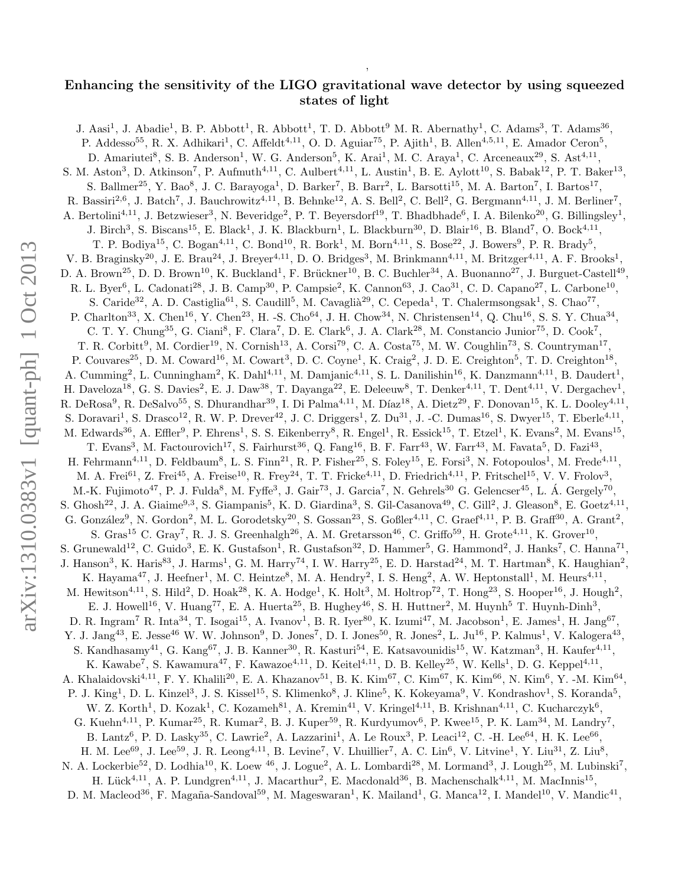,

# Enhancing the sensitivity of the LIGO gravitational wave detector by using squeezed states of light

J. Aasi[1], J. Abadie[1], B. P. Abbott[1], R. Abbott[1], T. D. Abbott[9] M. R. Abernathy[1], C. Adams[3], T. Adams[36], P. Addesso[55], R. X. Adhikari[1], C. Affeldt[4,11], O. D. Aguiar[75], P. Ajith[1], B. Allen[4,5,11], E. Amador Ceron[5], D. Amariutei[8], S. B. Anderson[1], W. G. Anderson[5], K. Arai[1], M. C. Araya[1], C. Arceneaux[29], S. Ast[4,11], S. M. Aston[3], D. Atkinson[7], P. Aufmuth[4,11], C. Aulbert[4,11], L. Austin[1], B. E. Aylott[10], S. Babak[12], P. T. Baker[13], S. Ballmer[25], Y. Bao[8], J. C. Barayoga[1], D. Barker[7], B. Barr[2], L. Barsotti[15], M. A. Barton[7], I. Bartos[17], R. Bassiri[2,6], J. Batch[7], J. Bauchrowitz[4,11], B. Behnke[12], A. S. Bell[2], C. Bell[2], G. Bergmann[4,11], J. M. Berliner[7], A. Bertolini[4,11], J. Betzwieser[3], N. Beveridge[2], P. T. Beyersdorf[19], T. Bhadbhade[6], I. A. Bilenko[20], G. Billingsley[1], J. Birch[3], S. Biscans[15], E. Black[1], J. K. Blackburn[1], L. Blackburn[30], D. Blair[16], B. Bland[7], O. Bock[4,11], T. P. Bodiya[15], C. Bogan[4,11], C. Bond[10], R. Bork[1], M. Born[4,11], S. Bose[22], J. Bowers[9], P. R. Brady[5], V. B. Braginsky[20], J. E. Brau[24], J. Breyer[4,11], D. O. Bridges[3], M. Brinkmann[4,11], M. Britzger[4,11], A. F. Brooks[1], D. A. Brown[25], D. D. Brown[10], K. Buckland[1], F. Brückner[10], B. C. Buchler[34], A. Buonanno[27], J. Burguet-Castell[49], R. L. Byer[6], L. Cadonati[28], J. B. Camp[30], P. Campsie[2], K. Cannon[63], J. Cao[31], C. D. Capano[27], L. Carbone[10], S. Caride[32], A. D. Castiglia[61], S. Caudill[5], M. Cavaglià[29], C. Cepeda[1], T. Chalermsongsak[1], S. Chao[77], P. Charlton[33], X. Chen[16], Y. Chen[23], H. -S. Cho[64], J. H. Chow[34], N. Christensen[14], Q. Chu[16], S. S. Y. Chua[34], C. T. Y. Chung[35], G. Ciani[8], F. Clara[7], D. E. Clark[6], J. A. Clark[28], M. Constancio Junior[75], D. Cook[7], T. R. Corbitt[9], M. Cordier[19], N. Cornish[13], A. Corsi[79], C. A. Costa[75], M. W. Coughlin[73], S. Countryman[17], P. Couvares[25], D. M. Coward[16], M. Cowart[3], D. C. Coyne[1], K. Craig[2], J. D. E. Creighton[5], T. D. Creighton[18], A. Cumming[2], L. Cunningham[2], K. Dahl[4,11], M. Damjanic[4,11], S. L. Danilishin[16], K. Danzmann[4,11], B. Daudert[1], H. Daveloza[18], G. S. Davies[2], E. J. Daw[38], T. Dayanga[22], E. Deleeuw[8], T. Denker[4,11], T. Dent[4,11], V. Dergachev[1], R. DeRosa[9], R. DeSalvo[55], S. Dhurandhar[39], I. Di Palma[4,11], M. Díaz[18], A. Dietz[29], F. Donovan[15], K. L. Dooley[4,11], S. Doravari[1], S. Drasco[12], R. W. P. Drever[42], J. C. Driggers[1], Z. Du[31], J. -C. Dumas[16], S. Dwyer[15], T. Eberle[4,11], M. Edwards[36], A. Effler[9], P. Ehrens[1], S. S. Eikenberry[8], R. Engel[1], R. Essick[15], T. Etzel[1], K. Evans[2], M. Evans[15], T. Evans[3], M. Factourovich[17], S. Fairhurst[36], Q. Fang[16], B. F. Farr[43], W. Farr[43], M. Favata[5], D. Fazi[43], H. Fehrmann[4,11], D. Feldbaum[8], L. S. Finn[21], R. P. Fisher[25], S. Foley[15], E. Forsi[3], N. Fotopoulos[1], M. Frede[4,11], M. A. Frei[61], Z. Frei[45], A. Freise[10], R. Frey[24], T. T. Fricke[4,11], D. Friedrich[4,11], P. Fritschel[15], V. V. Frolov[3], M.-K. Fujimoto[47], P. J. Fulda[8], M. Fyffe[3], J. Gair[73], J. Garcia[7], N. Gehrels[30] G. Gelencser[45], L. Á. Gergely[70], S. Ghosh[22], J. A. Giaime[9,3], S. Giampanis[5], K. D. Giardina[3], S. Gil-Casanova[49], C. Gill[2], J. Gleason[8], E. Goetz[4,11], G. González[9], N. Gordon[2], M. L. Gorodetsky[20], S. Gossan[23], S. Goßler[4,11], C. Graef[4,11], P. B. Graff[30], A. Grant[2], S. Gras[15] C. Gray[7], R. J. S. Greenhalgh[26], A. M. Gretarsson[46], C. Griffo[59], H. Grote[4,11], K. Grover[10], S. Grunewald[12], C. Guido[3], E. K. Gustafson[1], R. Gustafson[32], D. Hammer[5], G. Hammond[2], J. Hanks[7], C. Hanna[71], J. Hanson[3], K. Haris[83], J. Harms[1], G. M. Harry[74], I. W. Harry[25], E. D. Harstad[24], M. T. Hartman[8], K. Haughian[2], K. Hayama[47], J. Heefner[1], M. C. Heintze[8], M. A. Hendry[2], I. S. Heng[2], A. W. Heptonstall[1], M. Heurs[4,11], M. Hewitson[4,11], S. Hild[2], D. Hoak[28], K. A. Hodge[1], K. Holt[3], M. Holtrop[72], T. Hong[23], S. Hooper[16], J. Hough[2], E. J. Howell[16], V. Huang[77], E. A. Huerta[25], B. Hughey[46], S. H. Huttner[2], M. Huynh[5] T. Huynh-Dinh[3], D. R. Ingram[7] R. Inta[34], T. Isogai[15], A. Ivanov[1], B. R. Iyer[80], K. Izumi[47], M. Jacobson[1], E. James[1], H. Jang[67], Y. J. Jang[43], E. Jesse[46] W. W. Johnson[9], D. Jones[7], D. I. Jones[50], R. Jones[2], L. Ju[16], P. Kalmus[1], V. Kalogera[43], S. Kandhasamy[41], G. Kang[67], J. B. Kanner[30], R. Kasturi[54], E. Katsavounidis[15], W. Katzman[3], H. Kaufer[4,11], K. Kawabe[7], S. Kawamura[47], F. Kawazoe[4,11], D. Keitel[4,11], D. B. Kelley[25], W. Kells[1], D. G. Keppel[4,11], A. Khalaidovski[4,11], F. Y. Khalili[20], E. A. Khazanov[51], B. K. Kim[67], C. Kim[67], K. Kim[66], N. Kim[6], Y. -M. Kim[64], P. J. King[1], D. L. Kinzel[3], J. S. Kissel[15], S. Klimenko[8], J. Kline[5], K. Kokeyama[9], V. Kondrashov[1], S. Koranda[5], W. Z. Korth[1], D. Kozak[1], C. Kozameh[81], A. Kremin[41], V. Kringel[4,11], B. Krishnan[4,11], C. Kucharczyk[6], G. Kuehn[4,11], P. Kumar[25], R. Kumar[2], B. J. Kuper[59], R. Kurdyumov[6], P. Kwee[15], P. K. Lam[34], M. Landry[7], B. Lantz[6], P. D. Lasky[35], C. Lawrie[2], A. Lazzarini[1], A. Le Roux[3], P. Leaci[12], C. -H. Lee[64], H. K. Lee[66], H. M. Lee[69], J. Lee[59], J. R. Leong[4,11], B. Levine[7], V. Lhuillier[7], A. C. Lin[6], V. Litvine[1], Y. Liu[31], Z. Liu[8], N. A. Lockerbie[52], D. Lodhia[10], K. Loew [46], J. Logue[2], A. L. Lombardi[28], M. Lormand[3], J. Lough[25], M. Lubinski[7], H. Lück[4,11], A. P. Lundgren[4,11], J. Macarthur[2], E. Macdonald[36], B. Machenschalk[4,11], M. MacInnis[15], D. M. Macleod[36], F. Magaña-Sandoval[59], M. Mageswaran[1], K. Mailand[1], G. Manca[12], I. Mandel[10], V. Mandic[41],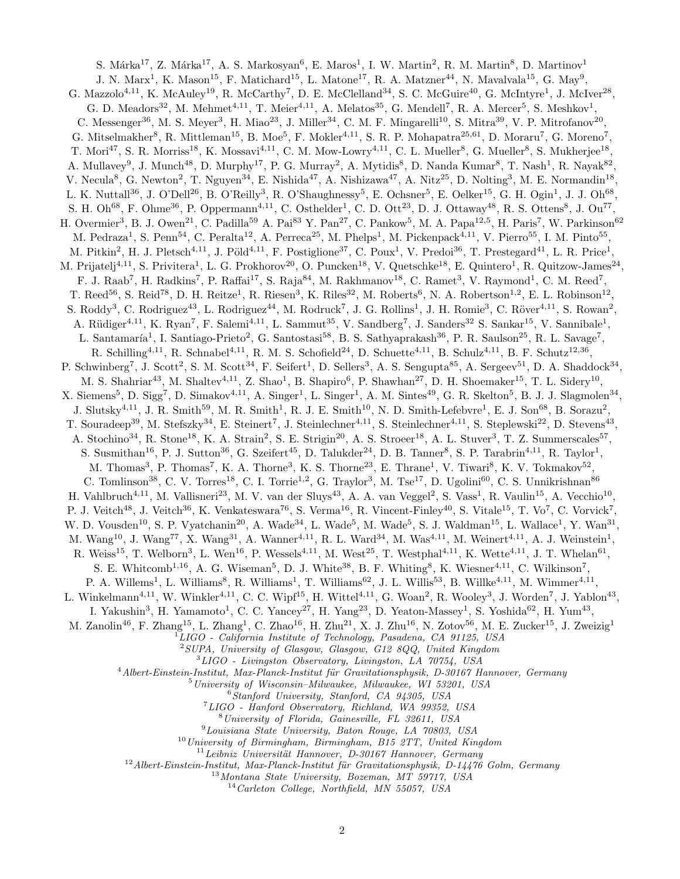S. Márka[17], Z. Márka[17], A. S. Markosyan[6], E. Maros[1], I. W. Martin[2], R. M. Martin[8], D. Martinov[1] J. N. Marx[1], K. Mason[15], F. Matichard[15], L. Matone[17], R. A. Matzner[44], N. Mavalvala[15], G. May[9], G. Mazzolo[4,11], K. McAuley[19], R. McCarthy[7], D. E. McClelland[34], S. C. McGuire[40], G. McIntyre[1], J. McIver[28], G. D. Meadors[32], M. Mehmet[4,11], T. Meier[4,11], A. Melatos[35], G. Mendell[7], R. A. Mercer[5], S. Meshkov[1], C. Messenger[36], M. S. Meyer[3], H. Miao[23], J. Miller[34], C. M. F. Mingarelli[10], S. Mitra[39], V. P. Mitrofanov[20], G. Mitselmakher[8], R. Mittleman[15], B. Moe[5], F. Mokler[4,11], S. R. P. Mohapatra[25,61], D. Moraru[7], G. Moreno[7], T. Mori[47], S. R. Morriss[18], K. Mossavi[4,11], C. M. Mow-Lowry[4,11], C. L. Mueller[8], G. Mueller[8], S. Mukherjee[18], A. Mullavey[9], J. Munch[48], D. Murphy[17], P. G. Murray[2], A. Mytidis[8], D. Nanda Kumar[8], T. Nash[1], R. Nayak[82], V. Necula[8], G. Newton[2], T. Nguyen[34], E. Nishida[47], A. Nishizawa[47], A. Nitz[25], D. Nolting[3], M. E. Normandin[18], L. K. Nuttall[36], J. O'Dell[26], B. O'Reilly[3], R. O'Shaughnessy[5], E. Ochsner[5], E. Oelker[15], G. H. Ogin[1], J. J. Oh[68], S. H. Oh[68], F. Ohme[36], P. Oppermann[4,11], C. Osthelder[1], C. D. Ott[23], D. J. Ottaway[48], R. S. Ottens[8], J. Ou[77], H. Overmier[3], B. J. Owen[21], C. Padilla[59] A. Pai[83] Y. Pan[27], C. Pankow[5], M. A. Papa[12,5], H. Paris[7], W. Parkinson[62] M. Pedraza[1], S. Penn[54], C. Peralta[12], A. Perreca[25], M. Phelps[1], M. Pickenpack[4,11], V. Pierro[55], I. M. Pinto[55], M. Pitkin[2], H. J. Pletsch[4,11], J. Pöld[4,11], F. Postiglione[37], C. Poux[1], V. Predoi[36], T. Prestegard[41], L. R. Price[1], M. Prijatelj[4,11], S. Privitera[1], L. G. Prokhorov[20], O. Puncken[18], V. Quetschke[18], E. Quintero[1], R. Quitzow-James[24], F. J. Raab[7], H. Radkins[7], P. Raffai[17], S. Raja[84], M. Rakhmanov[18], C. Ramet[3], V. Raymond[1], C. M. Reed[7], T. Reed[56], S. Reid[78], D. H. Reitze[1], R. Riesen[3], K. Riles[32], M. Roberts[6], N. A. Robertson[1,2], E. L. Robinson[12], S. Roddy[3], C. Rodriguez[43], L. Rodriguez[44], M. Rodruck[7], J. G. Rollins[1], J. H. Romie[3], C. Röver[4,11], S. Rowan[2], A. Rüdiger[4,11], K. Ryan[7], F. Salemi[4,11], L. Sammut[35], V. Sandberg[7], J. Sanders[32] S. Sankar[15], V. Sannibale[1], L. Santamaría[1], I. Santiago-Prieto[2], G. Santostasi[58], B. S. Sathyaprakash[36], P. R. Saulson[25], R. L. Savage[7], R. Schilling[4,11], R. Schnabel[4,11], R. M. S. Schofield[24], D. Schuette[4,11], B. Schulz[4,11], B. F. Schutz[12,36], P. Schwinberg[7], J. Scott[2], S. M. Scott[34], F. Seifert[1], D. Sellers[3], A. S. Sengupta[85], A. Sergeev[51], D. A. Shaddock[34], M. S. Shahriar[43], M. Shaltev[4,11], Z. Shao[1], B. Shapiro[6], P. Shawhan[27], D. H. Shoemaker[15], T. L. Sidery[10], X. Siemens[5], D. Sigg[7], D. Simakov[4,11], A. Singer[1], L. Singer[1], A. M. Sintes[49], G. R. Skelton[5], B. J. J. Slagmolen[34], J. Slutsky[4,11], J. R. Smith[59], M. R. Smith[1], R. J. E. Smith[10], N. D. Smith-Lefebvre[1], E. J. Son[68], B. Sorazu[2], T. Souradeep[39], M. Stefszky[34], E. Steinert[7], J. Steinlechner[4,11], S. Steinlechner[4,11], S. Steplewski[22], D. Stevens[43], A. Stochino[34], R. Stone[18], K. A. Strain[2], S. E. Strigin[20], A. S. Stroeer[18], A. L. Stuver[3], T. Z. Summerscales[57], S. Susmithan[16], P. J. Sutton[36], G. Szeifert[45], D. Talukder[24], D. B. Tanner[8], S. P. Tarabrin[4,11], R. Taylor[1], M. Thomas[3], P. Thomas[7], K. A. Thorne[3], K. S. Thorne[23], E. Thrane[1], V. Tiwari[8], K. V. Tokmakov[52], C. Tomlinson[38], C. V. Torres[18], C. I. Torrie[1,2], G. Traylor[3], M. Tse[17], D. Ugolini[60], C. S. Unnikrishnan[86] H. Vahlbruch[4,11], M. Vallisneri[23], M. V. van der Sluys[43], A. A. van Veggel[2], S. Vass[1], R. Vaulin[15], A. Vecchio[10], P. J. Veitch[48], J. Veitch[36], K. Venkateswara[76], S. Verma[16], R. Vincent-Finley[40], S. Vitale[15], T. Vo[7], C. Vorvick[7], W. D. Vousden[10], S. P. Vyatchanin[20], A. Wade[34], L. Wade[5], M. Wade[5], S. J. Waldman[15], L. Wallace[1], Y. Wan[31], M. Wang[10], J. Wang[77], X. Wang[31], A. Wanner[4,11], R. L. Ward[34], M. Was[4,11], M. Weinert[4,11], A. J. Weinstein[1], R. Weiss[15], T. Welborn[3], L. Wen[16], P. Wessels[4,11], M. West[25], T. Westphal[4,11], K. Wette[4,11], J. T. Whelan[61], S. E. Whitcomb[1,16], A. G. Wiseman[5], D. J. White[38], B. F. Whiting[8], K. Wiesner[4,11], C. Wilkinson[7], P. A. Willems[1], L. Williams[8], R. Williams[1], T. Williams[62], J. L. Willis[53], B. Willke[4,11], M. Wimmer[4,11], L. Winkelmann[4,11], W. Winkler[4,11], C. C. Wipf[15], H. Wittel[4,11], G. Woan[2], R. Wooley[3], J. Worden[7], J. Yablon[43], I. Yakushin[3], H. Yamamoto[1], C. C. Yancey[27], H. Yang[23], D. Yeaton-Massey[1], S. Yoshida[62], H. Yum[43], M. Zanolin[46], F. Zhang[15], L. Zhang[1], C. Zhao[16], H. Zhu[21], X. J. Zhu[16], N. Zotov[56], M. E. Zucker[15], J. Zweizig[1]

[1]*LIGO - California Institute of Technology, Pasadena, CA 91125, USA*
[2]*SUPA, University of Glasgow, Glasgow, G12 8QQ, United Kingdom*
[3]*LIGO - Livingston Observatory, Livingston, LA 70754, USA*
[4]*Albert-Einstein-Institut, Max-Planck-Institut für Gravitationsphysik, D-30167 Hannover, Germany*
[5]*University of Wisconsin–Milwaukee, Milwaukee, WI 53201, USA*
[6]*Stanford University, Stanford, CA 94305, USA*
[7]*LIGO - Hanford Observatory, Richland, WA 99352, USA*
[8]*University of Florida, Gainesville, FL 32611, USA*
[9]*Louisiana State University, Baton Rouge, LA 70803, USA*
[10]*University of Birmingham, Birmingham, B15 2TT, United Kingdom*
[11]*Leibniz Universität Hannover, D-30167 Hannover, Germany*
[12]*Albert-Einstein-Institut, Max-Planck-Institut für Gravitationsphysik, D-14476 Golm, Germany*
[13]*Montana State University, Bozeman, MT 59717, USA*
[14]*Carleton College, Northfield, MN 55057, USA*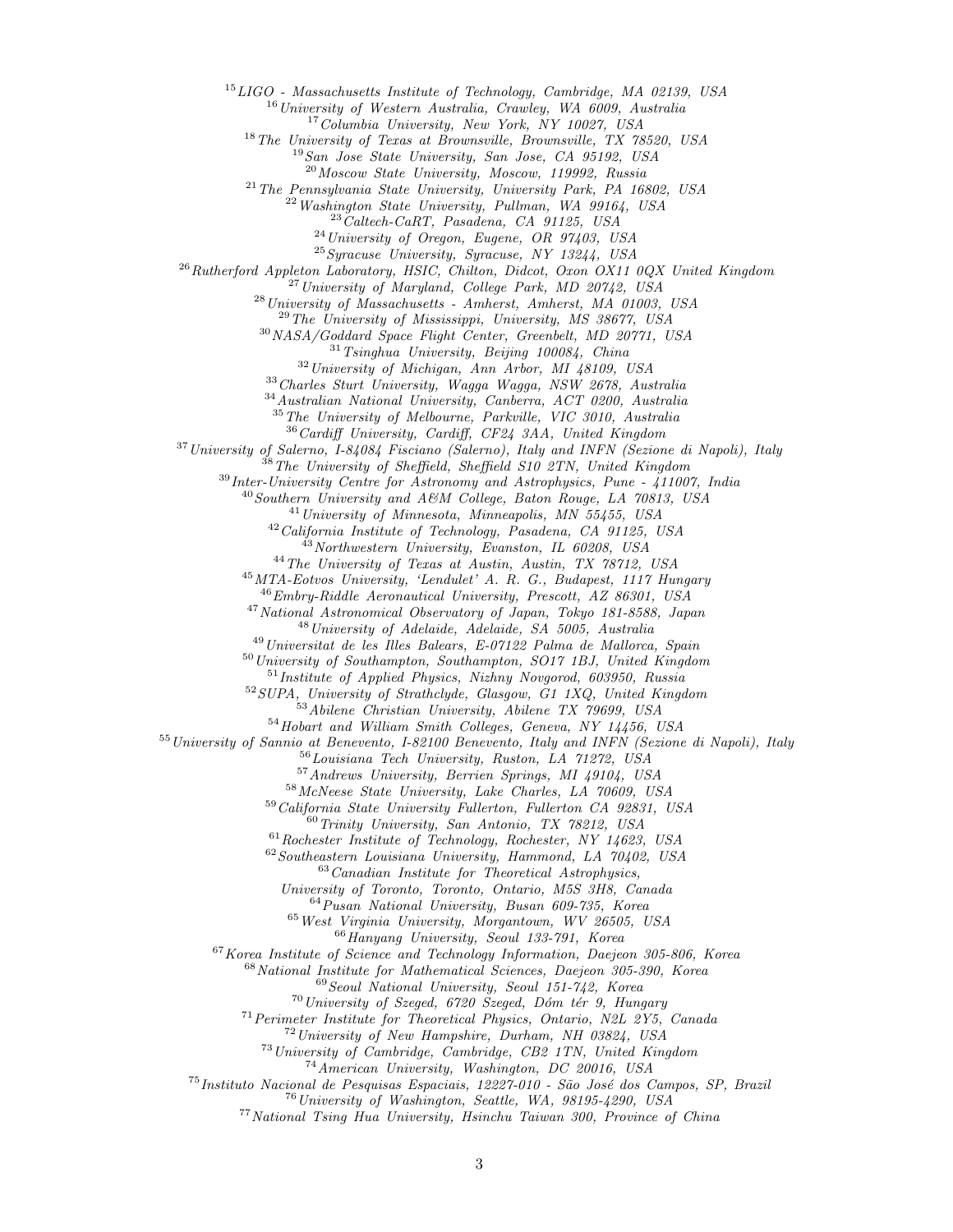[15]LIGO - Massachusetts Institute of Technology, Cambridge, MA 02139, USA
[16]University of Western Australia, Crawley, WA 6009, Australia
[17]Columbia University, New York, NY 10027, USA
[18]The University of Texas at Brownsville, Brownsville, TX 78520, USA
[19]San Jose State University, San Jose, CA 95192, USA
[20]Moscow State University, Moscow, 119992, Russia
[21]The Pennsylvania State University, University Park, PA 16802, USA
[22]Washington State University, Pullman, WA 99164, USA
[23]Caltech-CaRT, Pasadena, CA 91125, USA
[24]University of Oregon, Eugene, OR 97403, USA
[25]Syracuse University, Syracuse, NY 13244, USA
[26]Rutherford Appleton Laboratory, HSIC, Chilton, Didcot, Oxon OX11 0QX United Kingdom
[27]University of Maryland, College Park, MD 20742, USA
[28]University of Massachusetts - Amherst, Amherst, MA 01003, USA
[29]The University of Mississippi, University, MS 38677, USA
[30]NASA/Goddard Space Flight Center, Greenbelt, MD 20771, USA
[31]Tsinghua University, Beijing 100084, China
[32]University of Michigan, Ann Arbor, MI 48109, USA
[33]Charles Sturt University, Wagga Wagga, NSW 2678, Australia
[34]Australian National University, Canberra, ACT 0200, Australia
[35]The University of Melbourne, Parkville, VIC 3010, Australia
[36]Cardiff University, Cardiff, CF24 3AA, United Kingdom
[37]University of Salerno, I-84084 Fisciano (Salerno), Italy and INFN (Sezione di Napoli), Italy
[38]The University of Sheffield, Sheffield S10 2TN, United Kingdom
[39]Inter-University Centre for Astronomy and Astrophysics, Pune - 411007, India
[40]Southern University and A&M College, Baton Rouge, LA 70813, USA
[41]University of Minnesota, Minneapolis, MN 55455, USA
[42]California Institute of Technology, Pasadena, CA 91125, USA
[43]Northwestern University, Evanston, IL 60208, USA
[44]The University of Texas at Austin, Austin, TX 78712, USA
[45]MTA-Eotvos University, 'Lendulet' A. R. G., Budapest, 1117 Hungary
[46]Embry-Riddle Aeronautical University, Prescott, AZ 86301, USA
[47]National Astronomical Observatory of Japan, Tokyo 181-8588, Japan
[48]University of Adelaide, Adelaide, SA 5005, Australia
[49]Universitat de les Illes Balears, E-07122 Palma de Mallorca, Spain
[50]University of Southampton, Southampton, SO17 1BJ, United Kingdom
[51]Institute of Applied Physics, Nizhny Novgorod, 603950, Russia
[52]SUPA, University of Strathclyde, Glasgow, G1 1XQ, United Kingdom
[53]Abilene Christian University, Abilene TX 79699, USA
[54]Hobart and William Smith Colleges, Geneva, NY 14456, USA
[55]University of Sannio at Benevento, I-82100 Benevento, Italy and INFN (Sezione di Napoli), Italy
[56]Louisiana Tech University, Ruston, LA 71272, USA
[57]Andrews University, Berrien Springs, MI 49104, USA
[58]McNeese State University, Lake Charles, LA 70609, USA
[59]California State University Fullerton, Fullerton CA 92831, USA
[60]Trinity University, San Antonio, TX 78212, USA
[61]Rochester Institute of Technology, Rochester, NY 14623, USA
[62]Southeastern Louisiana University, Hammond, LA 70402, USA
[63]Canadian Institute for Theoretical Astrophysics, University of Toronto, Toronto, Ontario, M5S 3H8, Canada
[64]Pusan National University, Busan 609-735, Korea
[65]West Virginia University, Morgantown, WV 26505, USA
[66]Hanyang University, Seoul 133-791, Korea
[67]Korea Institute of Science and Technology Information, Daejeon 305-806, Korea
[68]National Institute for Mathematical Sciences, Daejeon 305-390, Korea
[69]Seoul National University, Seoul 151-742, Korea
[70]University of Szeged, 6720 Szeged, Dóm tér 9, Hungary
[71]Perimeter Institute for Theoretical Physics, Ontario, N2L 2Y5, Canada
[72]University of New Hampshire, Durham, NH 03824, USA
[73]University of Cambridge, Cambridge, CB2 1TN, United Kingdom
[74]American University, Washington, DC 20016, USA
[75]Instituto Nacional de Pesquisas Espaciais, 12227-010 - São José dos Campos, SP, Brazil
[76]University of Washington, Seattle, WA, 98195-4290, USA
[77]National Tsing Hua University, Hsinchu Taiwan 300, Province of China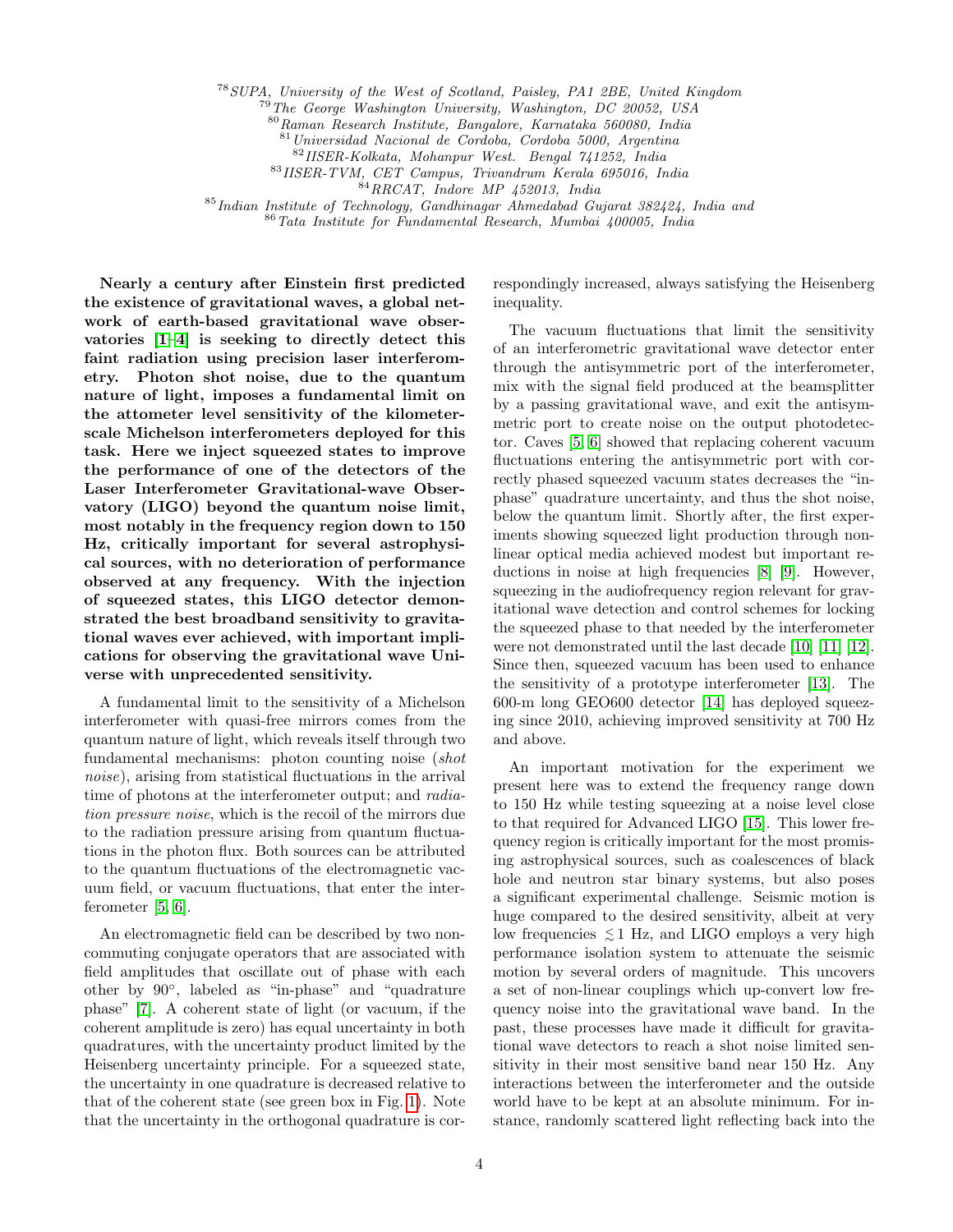[78] SUPA, University of the West of Scotland, Paisley, PA1 2BE, United Kingdom
[79] The George Washington University, Washington, DC 20052, USA
[80] Raman Research Institute, Bangalore, Karnataka 560080, India
[81] Universidad Nacional de Cordoba, Cordoba 5000, Argentina
[82] IISER-Kolkata, Mohanpur West. Bengal 741252, India
[83] IISER-TVM, CET Campus, Trivandrum Kerala 695016, India
[84] RRCAT, Indore MP 452013, India
[85] Indian Institute of Technology, Gandhinagar Ahmedabad Gujarat 382424, India and
[86] Tata Institute for Fundamental Research, Mumbai 400005, India

**Nearly a century after Einstein first predicted the existence of gravitational waves, a global network of earth-based gravitational wave observatories [1–4] is seeking to directly detect this faint radiation using precision laser interferometry. Photon shot noise, due to the quantum nature of light, imposes a fundamental limit on the attometer level sensitivity of the kilometer-scale Michelson interferometers deployed for this task. Here we inject squeezed states to improve the performance of one of the detectors of the Laser Interferometer Gravitational-wave Observatory (LIGO) beyond the quantum noise limit, most notably in the frequency region down to 150 Hz, critically important for several astrophysical sources, with no deterioration of performance observed at any frequency. With the injection of squeezed states, this LIGO detector demonstrated the best broadband sensitivity to gravitational waves ever achieved, with important implications for observing the gravitational wave Universe with unprecedented sensitivity.**

A fundamental limit to the sensitivity of a Michelson interferometer with quasi-free mirrors comes from the quantum nature of light, which reveals itself through two fundamental mechanisms: photon counting noise (*shot noise*), arising from statistical fluctuations in the arrival time of photons at the interferometer output; and *radiation pressure noise*, which is the recoil of the mirrors due to the radiation pressure arising from quantum fluctuations in the photon flux. Both sources can be attributed to the quantum fluctuations of the electromagnetic vacuum field, or vacuum fluctuations, that enter the interferometer [5, 6].

An electromagnetic field can be described by two non-commuting conjugate operators that are associated with field amplitudes that oscillate out of phase with each other by 90°, labeled as "in-phase" and "quadrature phase" [7]. A coherent state of light (or vacuum, if the coherent amplitude is zero) has equal uncertainty in both quadratures, with the uncertainty product limited by the Heisenberg uncertainty principle. For a squeezed state, the uncertainty in one quadrature is decreased relative to that of the coherent state (see green box in Fig. 1). Note that the uncertainty in the orthogonal quadrature is correspondingly increased, always satisfying the Heisenberg inequality.

The vacuum fluctuations that limit the sensitivity of an interferometric gravitational wave detector enter through the antisymmetric port of the interferometer, mix with the signal field produced at the beamsplitter by a passing gravitational wave, and exit the antisymmetric port to create noise on the output photodetector. Caves [5, 6] showed that replacing coherent vacuum fluctuations entering the antisymmetric port with correctly phased squeezed vacuum states decreases the "in-phase" quadrature uncertainty, and thus the shot noise, below the quantum limit. Shortly after, the first experiments showing squeezed light production through non-linear optical media achieved modest but important reductions in noise at high frequencies [8] [9]. However, squeezing in the audiofrequency region relevant for gravitational wave detection and control schemes for locking the squeezed phase to that needed by the interferometer were not demonstrated until the last decade [10] [11] [12]. Since then, squeezed vacuum has been used to enhance the sensitivity of a prototype interferometer [13]. The 600-m long GEO600 detector [14] has deployed squeezing since 2010, achieving improved sensitivity at 700 Hz and above.

An important motivation for the experiment we present here was to extend the frequency range down to 150 Hz while testing squeezing at a noise level close to that required for Advanced LIGO [15]. This lower frequency region is critically important for the most promising astrophysical sources, such as coalescences of black hole and neutron star binary systems, but also poses a significant experimental challenge. Seismic motion is huge compared to the desired sensitivity, albeit at very low frequencies $\lesssim 1$ Hz, and LIGO employs a very high performance isolation system to attenuate the seismic motion by several orders of magnitude. This uncovers a set of non-linear couplings which up-convert low frequency noise into the gravitational wave band. In the past, these processes have made it difficult for gravitational wave detectors to reach a shot noise limited sensitivity in their most sensitive band near 150 Hz. Any interactions between the interferometer and the outside world have to be kept at an absolute minimum. For instance, randomly scattered light reflecting back into the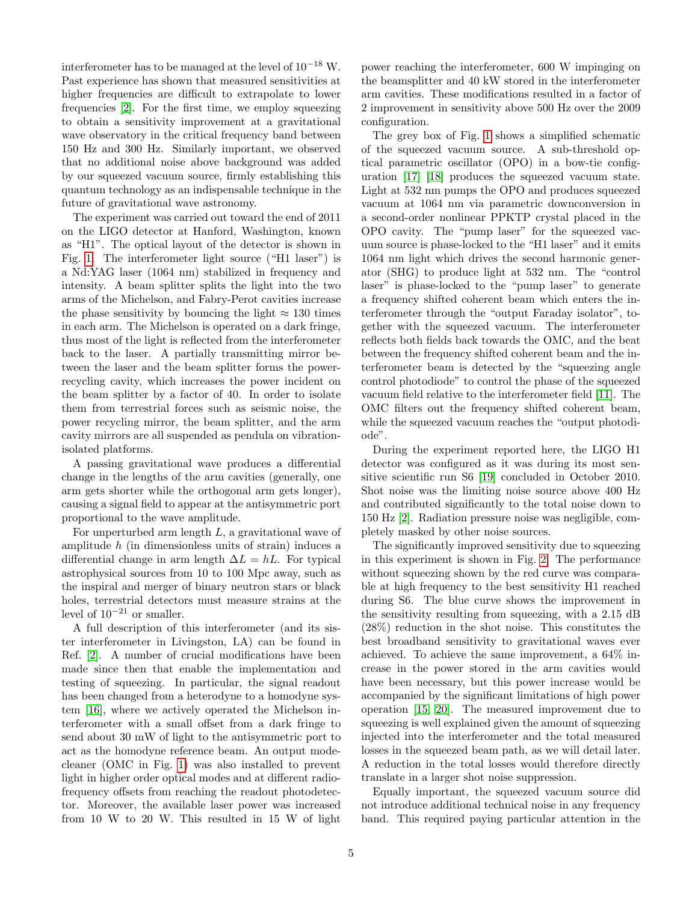interferometer has to be managed at the level of $10^{-18}$ W. Past experience has shown that measured sensitivities at higher frequencies are difficult to extrapolate to lower frequencies [2]. For the first time, we employ squeezing to obtain a sensitivity improvement at a gravitational wave observatory in the critical frequency band between 150 Hz and 300 Hz. Similarly important, we observed that no additional noise above background was added by our squeezed vacuum source, firmly establishing this quantum technology as an indispensable technique in the future of gravitational wave astronomy.

The experiment was carried out toward the end of 2011 on the LIGO detector at Hanford, Washington, known as "H1". The optical layout of the detector is shown in Fig. 1. The interferometer light source ("H1 laser") is a Nd:YAG laser (1064 nm) stabilized in frequency and intensity. A beam splitter splits the light into the two arms of the Michelson, and Fabry-Perot cavities increase the phase sensitivity by bouncing the light $\approx 130$ times in each arm. The Michelson is operated on a dark fringe, thus most of the light is reflected from the interferometer back to the laser. A partially transmitting mirror between the laser and the beam splitter forms the power-recycling cavity, which increases the power incident on the beam splitter by a factor of 40. In order to isolate them from terrestrial forces such as seismic noise, the power recycling mirror, the beam splitter, and the arm cavity mirrors are all suspended as pendula on vibration-isolated platforms.

A passing gravitational wave produces a differential change in the lengths of the arm cavities (generally, one arm gets shorter while the orthogonal arm gets longer), causing a signal field to appear at the antisymmetric port proportional to the wave amplitude.

For unperturbed arm length $L$, a gravitational wave of amplitude $h$ (in dimensionless units of strain) induces a differential change in arm length $\Delta L = hL$. For typical astrophysical sources from 10 to 100 Mpc away, such as the inspiral and merger of binary neutron stars or black holes, terrestrial detectors must measure strains at the level of $10^{-21}$ or smaller.

A full description of this interferometer (and its sister interferometer in Livingston, LA) can be found in Ref. [2]. A number of crucial modifications have been made since then that enable the implementation and testing of squeezing. In particular, the signal readout has been changed from a heterodyne to a homodyne system [16], where we actively operated the Michelson interferometer with a small offset from a dark fringe to send about 30 mW of light to the antisymmetric port to act as the homodyne reference beam. An output mode-cleaner (OMC in Fig. 1) was also installed to prevent light in higher order optical modes and at different radio-frequency offsets from reaching the readout photodetector. Moreover, the available laser power was increased from 10 W to 20 W. This resulted in 15 W of light power reaching the interferometer, 600 W impinging on the beamsplitter and 40 kW stored in the interferometer arm cavities. These modifications resulted in a factor of 2 improvement in sensitivity above 500 Hz over the 2009 configuration.

The grey box of Fig. 1 shows a simplified schematic of the squeezed vacuum source. A sub-threshold optical parametric oscillator (OPO) in a bow-tie configuration [17] [18] produces the squeezed vacuum state. Light at 532 nm pumps the OPO and produces squeezed vacuum at 1064 nm via parametric downconversion in a second-order nonlinear PPKTP crystal placed in the OPO cavity. The "pump laser" for the squeezed vacuum source is phase-locked to the "H1 laser" and it emits 1064 nm light which drives the second harmonic generator (SHG) to produce light at 532 nm. The "control laser" is phase-locked to the "pump laser" to generate a frequency shifted coherent beam which enters the interferometer through the "output Faraday isolator", together with the squeezed vacuum. The interferometer reflects both fields back towards the OMC, and the beat between the frequency shifted coherent beam and the interferometer beam is detected by the "squeezing angle control photodiode" to control the phase of the squeezed vacuum field relative to the interferometer field [11]. The OMC filters out the frequency shifted coherent beam, while the squeezed vacuum reaches the "output photodiode".

During the experiment reported here, the LIGO H1 detector was configured as it was during its most sensitive scientific run S6 [19] concluded in October 2010. Shot noise was the limiting noise source above 400 Hz and contributed significantly to the total noise down to 150 Hz [2]. Radiation pressure noise was negligible, completely masked by other noise sources.

The significantly improved sensitivity due to squeezing in this experiment is shown in Fig. 2. The performance without squeezing shown by the red curve was comparable at high frequency to the best sensitivity H1 reached during S6. The blue curve shows the improvement in the sensitivity resulting from squeezing, with a 2.15 dB (28%) reduction in the shot noise. This constitutes the best broadband sensitivity to gravitational waves ever achieved. To achieve the same improvement, a 64% increase in the power stored in the arm cavities would have been necessary, but this power increase would be accompanied by the significant limitations of high power operation [15] [20]. The measured improvement due to squeezing is well explained given the amount of squeezing injected into the interferometer and the total measured losses in the squeezed beam path, as we will detail later. A reduction in the total losses would therefore directly translate in a larger shot noise suppression.

Equally important, the squeezed vacuum source did not introduce additional technical noise in any frequency band. This required paying particular attention in the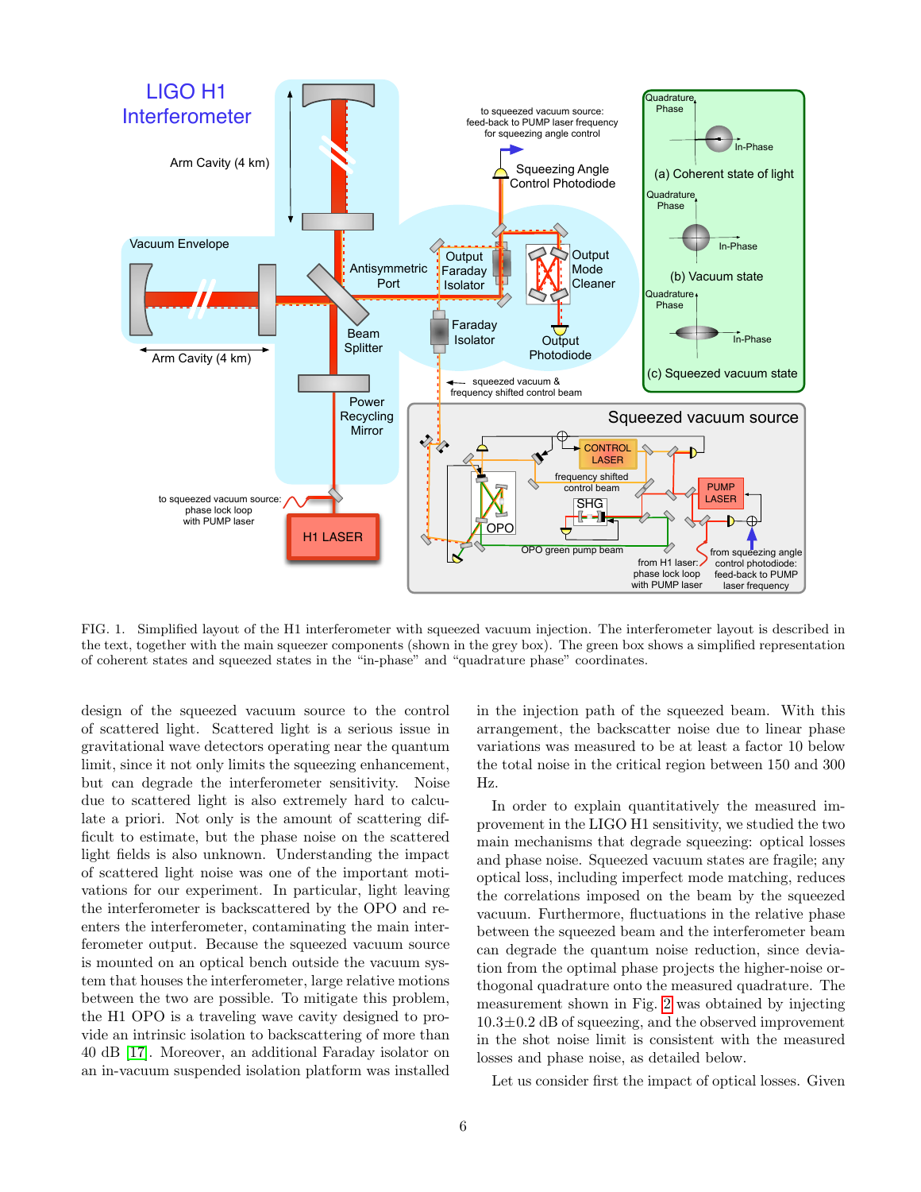FIG. 1. Simplified layout of the H1 interferometer with squeezed vacuum injection. The interferometer layout is described in the text, together with the main squeezer components (shown in the grey box). The green box shows a simplified representation of coherent states and squeezed states in the "in-phase" and "quadrature phase" coordinates.

design of the squeezed vacuum source to the control of scattered light. Scattered light is a serious issue in gravitational wave detectors operating near the quantum limit, since it not only limits the squeezing enhancement, but can degrade the interferometer sensitivity. Noise due to scattered light is also extremely hard to calculate a priori. Not only is the amount of scattering difficult to estimate, but the phase noise on the scattered light fields is also unknown. Understanding the impact of scattered light noise was one of the important motivations for our experiment. In particular, light leaving the interferometer is backscattered by the OPO and re-enters the interferometer, contaminating the main interferometer output. Because the squeezed vacuum source is mounted on an optical bench outside the vacuum system that houses the interferometer, large relative motions between the two are possible. To mitigate this problem, the H1 OPO is a traveling wave cavity designed to provide an intrinsic isolation to backscattering of more than 40 dB [17]. Moreover, an additional Faraday isolator on an in-vacuum suspended isolation platform was installed in the injection path of the squeezed beam. With this arrangement, the backscatter noise due to linear phase variations was measured to be at least a factor 10 below the total noise in the critical region between 150 and 300 Hz.

In order to explain quantitatively the measured improvement in the LIGO H1 sensitivity, we studied the two main mechanisms that degrade squeezing: optical losses and phase noise. Squeezed vacuum states are fragile; any optical loss, including imperfect mode matching, reduces the correlations imposed on the beam by the squeezed vacuum. Furthermore, fluctuations in the relative phase between the squeezed beam and the interferometer beam can degrade the quantum noise reduction, since deviation from the optimal phase projects the higher-noise orthogonal quadrature onto the measured quadrature. The measurement shown in Fig. 2 was obtained by injecting 10.3±0.2 dB of squeezing, and the observed improvement in the shot noise limit is consistent with the measured losses and phase noise, as detailed below.

Let us consider first the impact of optical losses. Given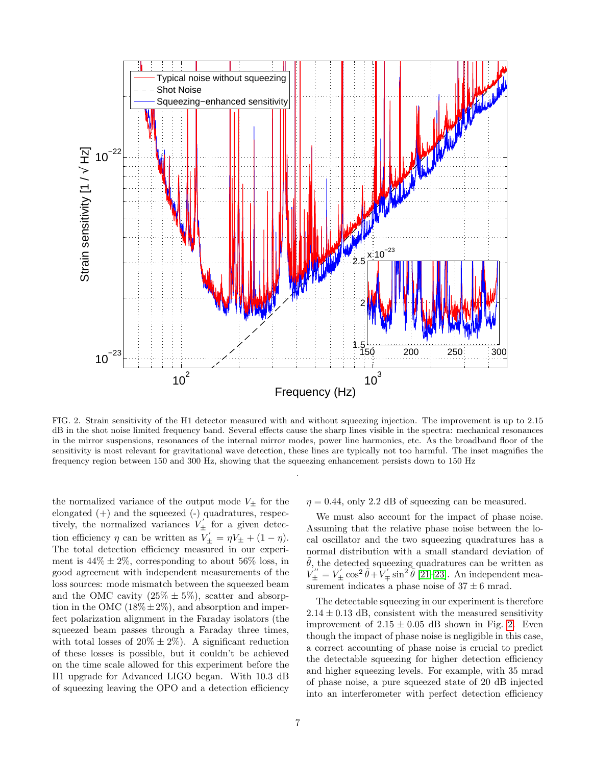FIG. 2. Strain sensitivity of the H1 detector measured with and without squeezing injection. The improvement is up to 2.15 dB in the shot noise limited frequency band. Several effects cause the sharp lines visible in the spectra: mechanical resonances in the mirror suspensions, resonances of the internal mirror modes, power line harmonics, etc. As the broadband floor of the sensitivity is most relevant for gravitational wave detection, these lines are typically not too harmful. The inset magnifies the frequency region between 150 and 300 Hz, showing that the squeezing enhancement persists down to 150 Hz

.

the normalized variance of the output mode $V_\pm$ for the elongated (+) and the squeezed (-) quadratures, respectively, the normalized variances $V_\pm^{'}$ for a given detection efficiency $\eta$ can be written as $V_\pm^{'} = \eta V_\pm + (1-\eta)$. The total detection efficiency measured in our experiment is $44\% \pm 2\%$, corresponding to about 56% loss, in good agreement with independent measurements of the loss sources: mode mismatch between the squeezed beam and the OMC cavity ($25\% \pm 5\%$), scatter and absorption in the OMC ($18\% \pm 2\%$), and absorption and imperfect polarization alignment in the Faraday isolators (the squeezed beam passes through a Faraday three times, with total losses of $20\% \pm 2\%$). A significant reduction of these losses is possible, but it couldn't be achieved on the time scale allowed for this experiment before the H1 upgrade for Advanced LIGO began. With 10.3 dB of squeezing leaving the OPO and a detection efficiency $\eta = 0.44$, only 2.2 dB of squeezing can be measured.

We must also account for the impact of phase noise. Assuming that the relative phase noise between the local oscillator and the two squeezing quadratures has a normal distribution with a small standard deviation of $\tilde{\theta}$, the detected squeezing quadratures can be written as $V_\pm^{''} = V_\pm^{'} \cos^2\tilde{\theta} + V_\mp^{'} \sin^2\tilde{\theta}$ [21–23]. An independent measurement indicates a phase noise of $37 \pm 6$ mrad.

The detectable squeezing in our experiment is therefore $2.14 \pm 0.13$ dB, consistent with the measured sensitivity improvement of $2.15 \pm 0.05$ dB shown in Fig. 2. Even though the impact of phase noise is negligible in this case, a correct accounting of phase noise is crucial to predict the detectable squeezing for higher detection efficiency and higher squeezing levels. For example, with 35 mrad of phase noise, a pure squeezed state of 20 dB injected into an interferometer with perfect detection efficiency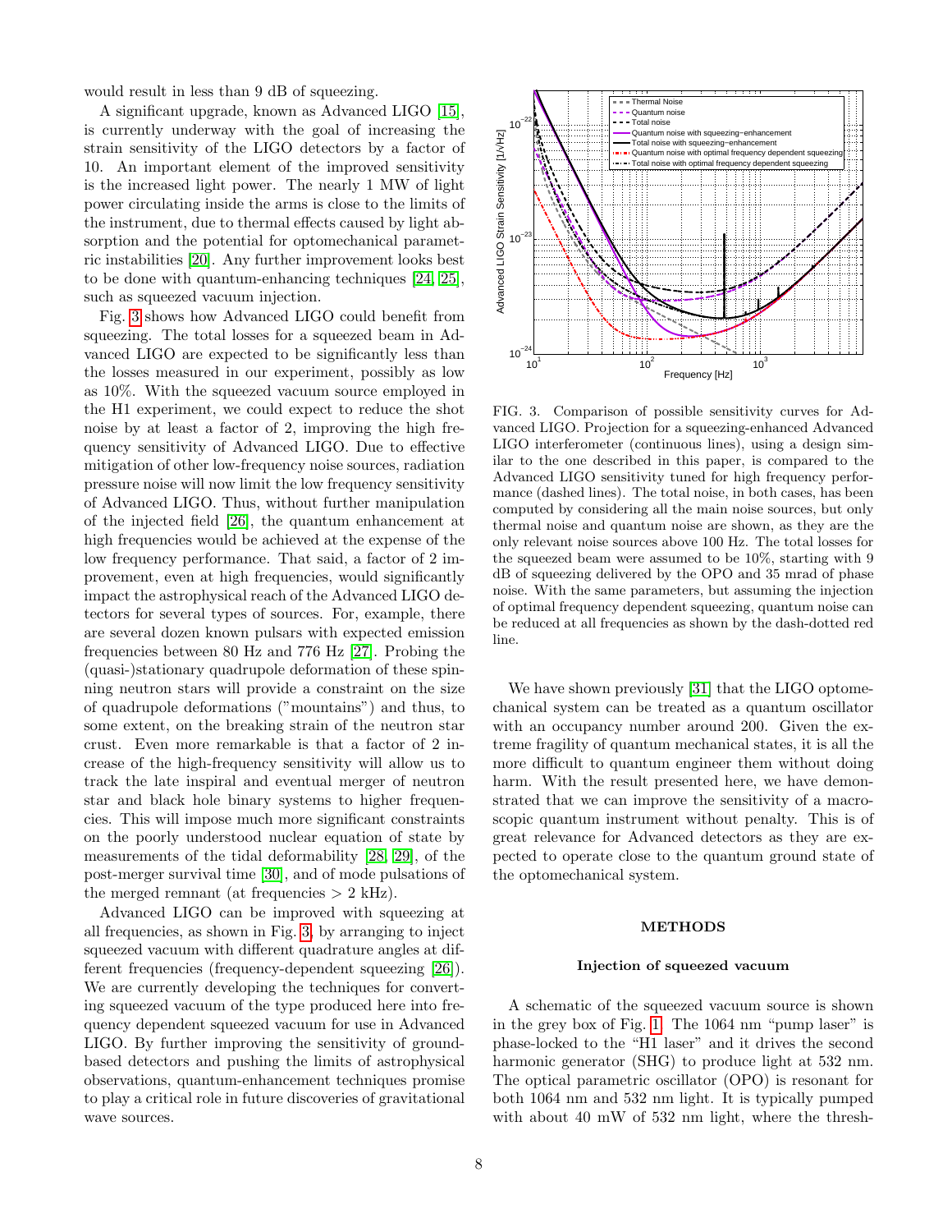would result in less than 9 dB of squeezing.

A significant upgrade, known as Advanced LIGO [15], is currently underway with the goal of increasing the strain sensitivity of the LIGO detectors by a factor of 10. An important element of the improved sensitivity is the increased light power. The nearly 1 MW of light power circulating inside the arms is close to the limits of the instrument, due to thermal effects caused by light absorption and the potential for optomechanical parametric instabilities [20]. Any further improvement looks best to be done with quantum-enhancing techniques [24, 25], such as squeezed vacuum injection.

Fig. 3 shows how Advanced LIGO could benefit from squeezing. The total losses for a squeezed beam in Advanced LIGO are expected to be significantly less than the losses measured in our experiment, possibly as low as 10%. With the squeezed vacuum source employed in the H1 experiment, we could expect to reduce the shot noise by at least a factor of 2, improving the high frequency sensitivity of Advanced LIGO. Due to effective mitigation of other low-frequency noise sources, radiation pressure noise will now limit the low frequency sensitivity of Advanced LIGO. Thus, without further manipulation of the injected field [26], the quantum enhancement at high frequencies would be achieved at the expense of the low frequency performance. That said, a factor of 2 improvement, even at high frequencies, would significantly impact the astrophysical reach of the Advanced LIGO detectors for several types of sources. For, example, there are several dozen known pulsars with expected emission frequencies between 80 Hz and 776 Hz [27]. Probing the (quasi-)stationary quadrupole deformation of these spinning neutron stars will provide a constraint on the size of quadrupole deformations ("mountains") and thus, to some extent, on the breaking strain of the neutron star crust. Even more remarkable is that a factor of 2 increase of the high-frequency sensitivity will allow us to track the late inspiral and eventual merger of neutron star and black hole binary systems to higher frequencies. This will impose much more significant constraints on the poorly understood nuclear equation of state by measurements of the tidal deformability [28, 29], of the post-merger survival time [30], and of mode pulsations of the merged remnant (at frequencies > 2 kHz).

Advanced LIGO can be improved with squeezing at all frequencies, as shown in Fig. 3, by arranging to inject squeezed vacuum with different quadrature angles at different frequencies (frequency-dependent squeezing [26]). We are currently developing the techniques for converting squeezed vacuum of the type produced here into frequency dependent squeezed vacuum for use in Advanced LIGO. By further improving the sensitivity of ground-based detectors and pushing the limits of astrophysical observations, quantum-enhancement techniques promise to play a critical role in future discoveries of gravitational wave sources.

FIG. 3. Comparison of possible sensitivity curves for Advanced LIGO. Projection for a squeezing-enhanced Advanced LIGO interferometer (continuous lines), using a design similar to the one described in this paper, is compared to the Advanced LIGO sensitivity tuned for high frequency performance (dashed lines). The total noise, in both cases, has been computed by considering all the main noise sources, but only thermal noise and quantum noise are shown, as they are the only relevant noise sources above 100 Hz. The total losses for the squeezed beam were assumed to be 10%, starting with 9 dB of squeezing delivered by the OPO and 35 mrad of phase noise. With the same parameters, but assuming the injection of optimal frequency dependent squeezing, quantum noise can be reduced at all frequencies as shown by the dash-dotted red line.

We have shown previously [31] that the LIGO optomechanical system can be treated as a quantum oscillator with an occupancy number around 200. Given the extreme fragility of quantum mechanical states, it is all the more difficult to quantum engineer them without doing harm. With the result presented here, we have demonstrated that we can improve the sensitivity of a macroscopic quantum instrument without penalty. This is of great relevance for Advanced detectors as they are expected to operate close to the quantum ground state of the optomechanical system.

## METHODS

### Injection of squeezed vacuum

A schematic of the squeezed vacuum source is shown in the grey box of Fig. 1. The 1064 nm "pump laser" is phase-locked to the "H1 laser" and it drives the second harmonic generator (SHG) to produce light at 532 nm. The optical parametric oscillator (OPO) is resonant for both 1064 nm and 532 nm light. It is typically pumped with about 40 mW of 532 nm light, where the thresh-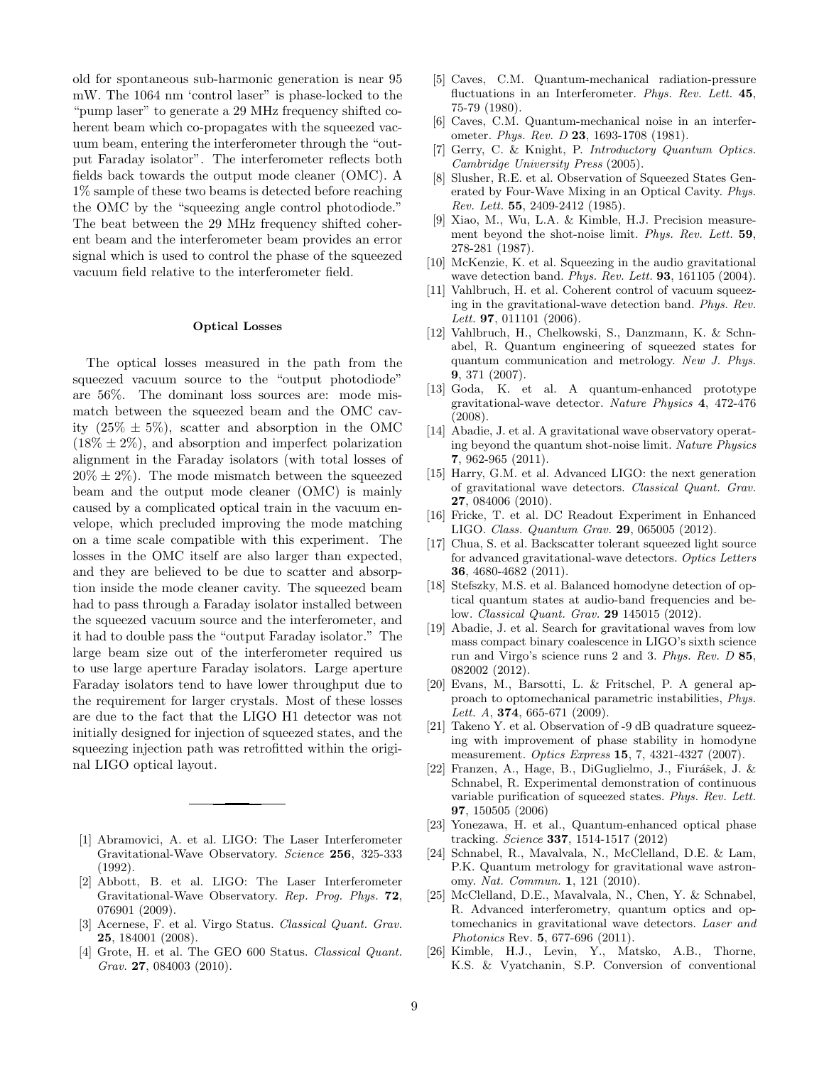old for spontaneous sub-harmonic generation is near 95 mW. The 1064 nm 'control laser" is phase-locked to the "pump laser" to generate a 29 MHz frequency shifted coherent beam which co-propagates with the squeezed vacuum beam, entering the interferometer through the "output Faraday isolator". The interferometer reflects both fields back towards the output mode cleaner (OMC). A 1% sample of these two beams is detected before reaching the OMC by the "squeezing angle control photodiode." The beat between the 29 MHz frequency shifted coherent beam and the interferometer beam provides an error signal which is used to control the phase of the squeezed vacuum field relative to the interferometer field.

### Optical Losses

The optical losses measured in the path from the squeezed vacuum source to the "output photodiode" are 56%. The dominant loss sources are: mode mismatch between the squeezed beam and the OMC cavity ($25\% \pm 5\%$), scatter and absorption in the OMC ($18\% \pm 2\%$), and absorption and imperfect polarization alignment in the Faraday isolators (with total losses of $20\% \pm 2\%$). The mode mismatch between the squeezed beam and the output mode cleaner (OMC) is mainly caused by a complicated optical train in the vacuum envelope, which precluded improving the mode matching on a time scale compatible with this experiment. The losses in the OMC itself are also larger than expected, and they are believed to be due to scatter and absorption inside the mode cleaner cavity. The squeezed beam had to pass through a Faraday isolator installed between the squeezed vacuum source and the interferometer, and it had to double pass the "output Faraday isolator." The large beam size out of the interferometer required us to use large aperture Faraday isolators. Large aperture Faraday isolators tend to have lower throughput due to the requirement for larger crystals. Most of these losses are due to the fact that the LIGO H1 detector was not initially designed for injection of squeezed states, and the squeezing injection path was retrofitted within the original LIGO optical layout.

---

[1] Abramovici, A. et al. LIGO: The Laser Interferometer Gravitational-Wave Observatory. *Science* **256**, 325-333 (1992).

[2] Abbott, B. et al. LIGO: The Laser Interferometer Gravitational-Wave Observatory. *Rep. Prog. Phys.* **72**, 076901 (2009).

[3] Acernese, F. et al. Virgo Status. *Classical Quant. Grav.* **25**, 184001 (2008).

[4] Grote, H. et al. The GEO 600 Status. *Classical Quant. Grav.* **27**, 084003 (2010).

[5] Caves, C.M. Quantum-mechanical radiation-pressure fluctuations in an Interferometer. *Phys. Rev. Lett.* **45**, 75-79 (1980).

[6] Caves, C.M. Quantum-mechanical noise in an interferometer. *Phys. Rev. D* **23**, 1693-1708 (1981).

[7] Gerry, C. & Knight, P. *Introductory Quantum Optics. Cambridge University Press* (2005).

[8] Slusher, R.E. et al. Observation of Squeezed States Generated by Four-Wave Mixing in an Optical Cavity. *Phys. Rev. Lett.* **55**, 2409-2412 (1985).

[9] Xiao, M., Wu, L.A. & Kimble, H.J. Precision measurement beyond the shot-noise limit. *Phys. Rev. Lett.* **59**, 278-281 (1987).

[10] McKenzie, K. et al. Squeezing in the audio gravitational wave detection band. *Phys. Rev. Lett.* **93**, 161105 (2004).

[11] Vahlbruch, H. et al. Coherent control of vacuum squeezing in the gravitational-wave detection band. *Phys. Rev. Lett.* **97**, 011101 (2006).

[12] Vahlbruch, H., Chelkowski, S., Danzmann, K. & Schnabel, R. Quantum engineering of squeezed states for quantum communication and metrology. *New J. Phys.* **9**, 371 (2007).

[13] Goda, K. et al. A quantum-enhanced prototype gravitational-wave detector. *Nature Physics* **4**, 472-476 (2008).

[14] Abadie, J. et al. A gravitational wave observatory operating beyond the quantum shot-noise limit. *Nature Physics* **7**, 962-965 (2011).

[15] Harry, G.M. et al. Advanced LIGO: the next generation of gravitational wave detectors. *Classical Quant. Grav.* **27**, 084006 (2010).

[16] Fricke, T. et al. DC Readout Experiment in Enhanced LIGO. *Class. Quantum Grav.* **29**, 065005 (2012).

[17] Chua, S. et al. Backscatter tolerant squeezed light source for advanced gravitational-wave detectors. *Optics Letters* **36**, 4680-4682 (2011).

[18] Stefszky, M.S. et al. Balanced homodyne detection of optical quantum states at audio-band frequencies and below. *Classical Quant. Grav.* **29** 145015 (2012).

[19] Abadie, J. et al. Search for gravitational waves from low mass compact binary coalescence in LIGO's sixth science run and Virgo's science runs 2 and 3. *Phys. Rev. D* **85**, 082002 (2012).

[20] Evans, M., Barsotti, L. & Fritschel, P. A general approach to optomechanical parametric instabilities, *Phys. Lett. A*, **374**, 665-671 (2009).

[21] Takeno Y. et al. Observation of -9 dB quadrature squeezing with improvement of phase stability in homodyne measurement. *Optics Express* **15**, 7, 4321-4327 (2007).

[22] Franzen, A., Hage, B., DiGuglielmo, J., Fiurášek, J. & Schnabel, R. Experimental demonstration of continuous variable purification of squeezed states. *Phys. Rev. Lett.* **97**, 150505 (2006)

[23] Yonezawa, H. et al., Quantum-enhanced optical phase tracking. *Science* **337**, 1514-1517 (2012)

[24] Schnabel, R., Mavalvala, N., McClelland, D.E. & Lam, P.K. Quantum metrology for gravitational wave astronomy. *Nat. Commun.* **1**, 121 (2010).

[25] McClelland, D.E., Mavalvala, N., Chen, Y. & Schnabel, R. Advanced interferometry, quantum optics and optomechanics in gravitational wave detectors. *Laser and Photonics* Rev. **5**, 677-696 (2011).

[26] Kimble, H.J., Levin, Y., Matsko, A.B., Thorne, K.S. & Vyatchanin, S.P. Conversion of conventional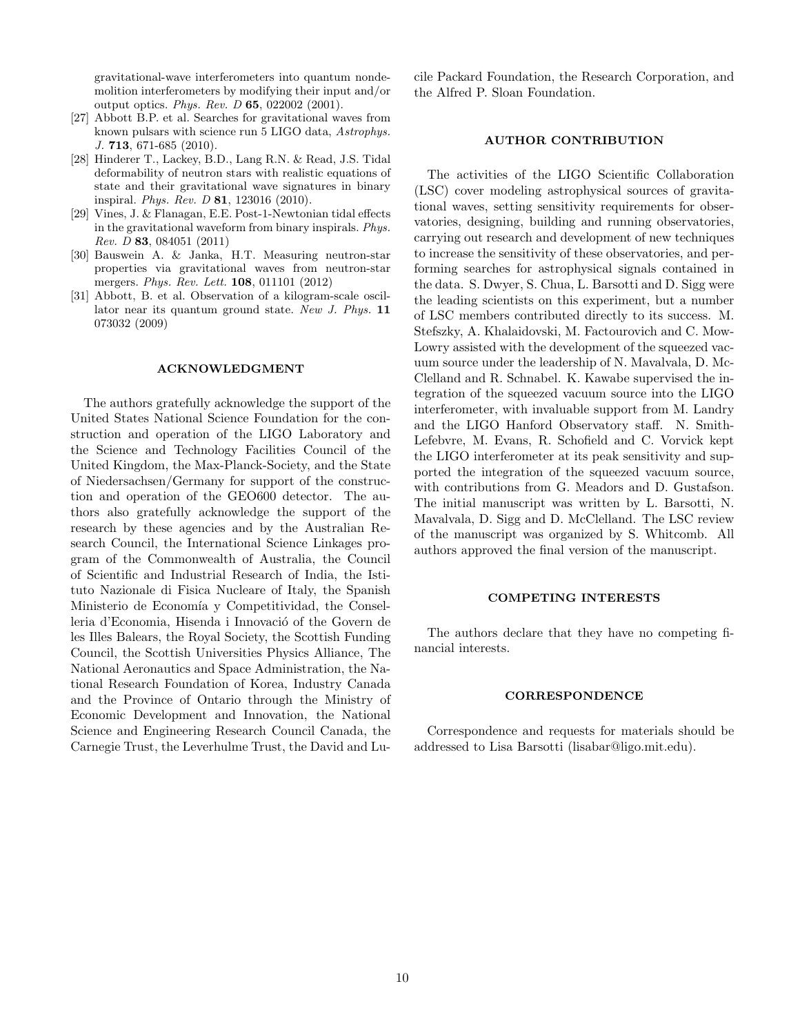gravitational-wave interferometers into quantum nondemolition interferometers by modifying their input and/or output optics. *Phys. Rev. D* **65**, 022002 (2001).

[27] Abbott B.P. et al. Searches for gravitational waves from known pulsars with science run 5 LIGO data, *Astrophys. J.* **713**, 671-685 (2010).

[28] Hinderer T., Lackey, B.D., Lang R.N. & Read, J.S. Tidal deformability of neutron stars with realistic equations of state and their gravitational wave signatures in binary inspiral. *Phys. Rev. D* **81**, 123016 (2010).

[29] Vines, J. & Flanagan, E.E. Post-1-Newtonian tidal effects in the gravitational waveform from binary inspirals. *Phys. Rev. D* **83**, 084051 (2011)

[30] Bauswein A. & Janka, H.T. Measuring neutron-star properties via gravitational waves from neutron-star mergers. *Phys. Rev. Lett.* **108**, 011101 (2012)

[31] Abbott, B. et al. Observation of a kilogram-scale oscillator near its quantum ground state. *New J. Phys.* **11** 073032 (2009)

## ACKNOWLEDGMENT

The authors gratefully acknowledge the support of the United States National Science Foundation for the construction and operation of the LIGO Laboratory and the Science and Technology Facilities Council of the United Kingdom, the Max-Planck-Society, and the State of Niedersachsen/Germany for support of the construction and operation of the GEO600 detector. The authors also gratefully acknowledge the support of the research by these agencies and by the Australian Research Council, the International Science Linkages program of the Commonwealth of Australia, the Council of Scientific and Industrial Research of India, the Istituto Nazionale di Fisica Nucleare of Italy, the Spanish Ministerio de Economía y Competitividad, the Conselleria d'Economia, Hisenda i Innovació of the Govern de les Illes Balears, the Royal Society, the Scottish Funding Council, the Scottish Universities Physics Alliance, The National Aeronautics and Space Administration, the National Research Foundation of Korea, Industry Canada and the Province of Ontario through the Ministry of Economic Development and Innovation, the National Science and Engineering Research Council Canada, the Carnegie Trust, the Leverhulme Trust, the David and Lucile Packard Foundation, the Research Corporation, and the Alfred P. Sloan Foundation.

## AUTHOR CONTRIBUTION

The activities of the LIGO Scientific Collaboration (LSC) cover modeling astrophysical sources of gravitational waves, setting sensitivity requirements for observatories, designing, building and running observatories, carrying out research and development of new techniques to increase the sensitivity of these observatories, and performing searches for astrophysical signals contained in the data. S. Dwyer, S. Chua, L. Barsotti and D. Sigg were the leading scientists on this experiment, but a number of LSC members contributed directly to its success. M. Stefszky, A. Khalaidovski, M. Factourovich and C. Mow-Lowry assisted with the development of the squeezed vacuum source under the leadership of N. Mavalvala, D. McClelland and R. Schnabel. K. Kawabe supervised the integration of the squeezed vacuum source into the LIGO interferometer, with invaluable support from M. Landry and the LIGO Hanford Observatory staff. N. Smith-Lefebvre, M. Evans, R. Schofield and C. Vorvick kept the LIGO interferometer at its peak sensitivity and supported the integration of the squeezed vacuum source, with contributions from G. Meadors and D. Gustafson. The initial manuscript was written by L. Barsotti, N. Mavalvala, D. Sigg and D. McClelland. The LSC review of the manuscript was organized by S. Whitcomb. All authors approved the final version of the manuscript.

## COMPETING INTERESTS

The authors declare that they have no competing financial interests.

## CORRESPONDENCE

Correspondence and requests for materials should be addressed to Lisa Barsotti (lisabar@ligo.mit.edu).